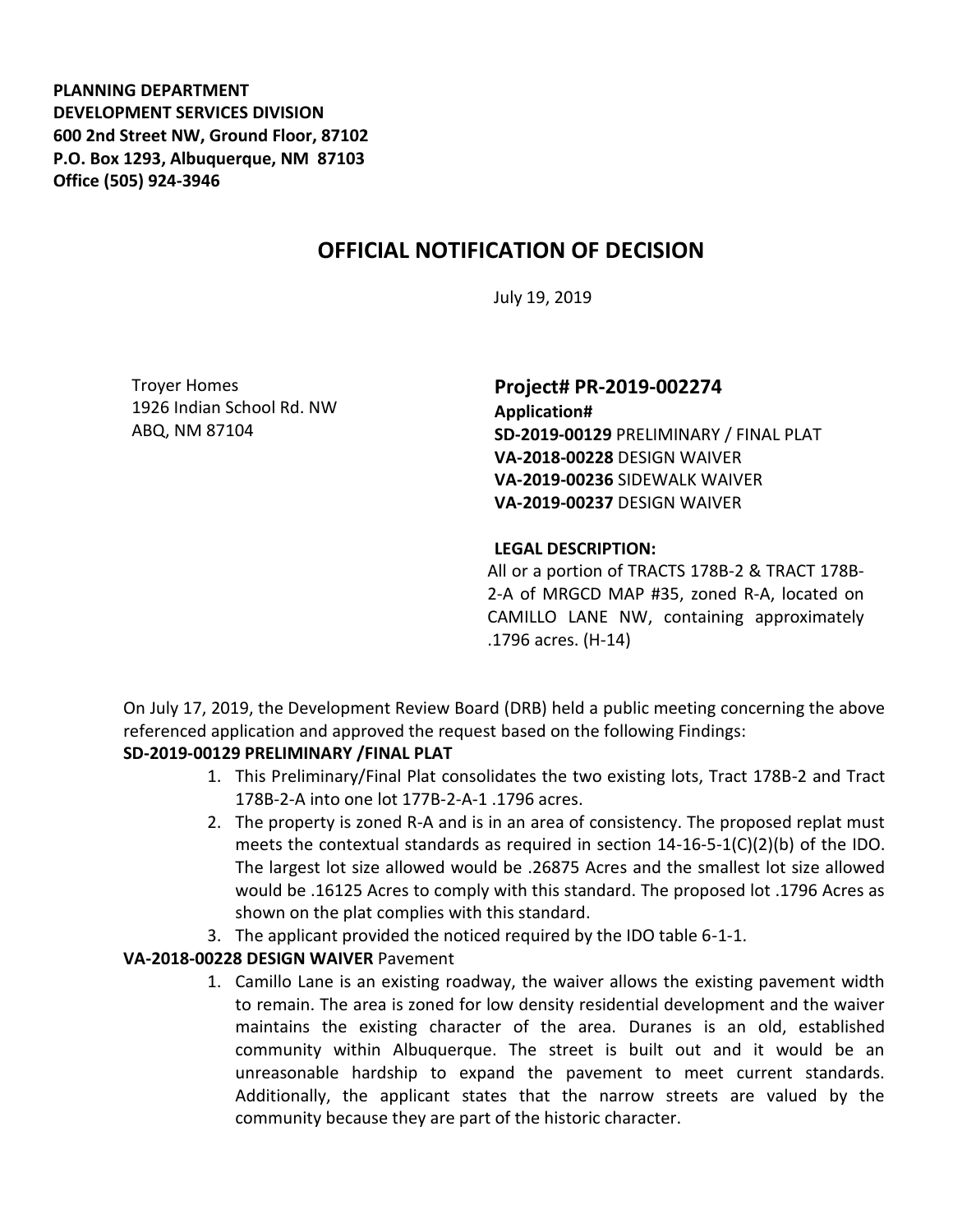**PLANNING DEPARTMENT**
**DEVELOPMENT SERVICES DIVISION**
**600 2nd Street NW, Ground Floor, 87102**
**P.O. Box 1293, Albuquerque, NM 87103**
**Office (505) 924-3946**

# OFFICIAL NOTIFICATION OF DECISION

July 19, 2019

Troyer Homes
1926 Indian School Rd. NW
ABQ, NM 87104

## Project# PR-2019-002274

**Application#**
**SD-2019-00129** PRELIMINARY / FINAL PLAT
**VA-2018-00228** DESIGN WAIVER
**VA-2019-00236** SIDEWALK WAIVER
**VA-2019-00237** DESIGN WAIVER

**LEGAL DESCRIPTION:**
All or a portion of TRACTS 178B-2 & TRACT 178B-2-A of MRGCD MAP #35, zoned R-A, located on CAMILLO LANE NW, containing approximately .1796 acres. (H-14)

On July 17, 2019, the Development Review Board (DRB) held a public meeting concerning the above referenced application and approved the request based on the following Findings:

**SD-2019-00129 PRELIMINARY /FINAL PLAT**

1. This Preliminary/Final Plat consolidates the two existing lots, Tract 178B-2 and Tract 178B-2-A into one lot 177B-2-A-1 .1796 acres.
2. The property is zoned R-A and is in an area of consistency. The proposed replat must meets the contextual standards as required in section 14-16-5-1(C)(2)(b) of the IDO. The largest lot size allowed would be .26875 Acres and the smallest lot size allowed would be .16125 Acres to comply with this standard. The proposed lot .1796 Acres as shown on the plat complies with this standard.
3. The applicant provided the noticed required by the IDO table 6-1-1.

**VA-2018-00228 DESIGN WAIVER** Pavement

1. Camillo Lane is an existing roadway, the waiver allows the existing pavement width to remain. The area is zoned for low density residential development and the waiver maintains the existing character of the area. Duranes is an old, established community within Albuquerque. The street is built out and it would be an unreasonable hardship to expand the pavement to meet current standards. Additionally, the applicant states that the narrow streets are valued by the community because they are part of the historic character.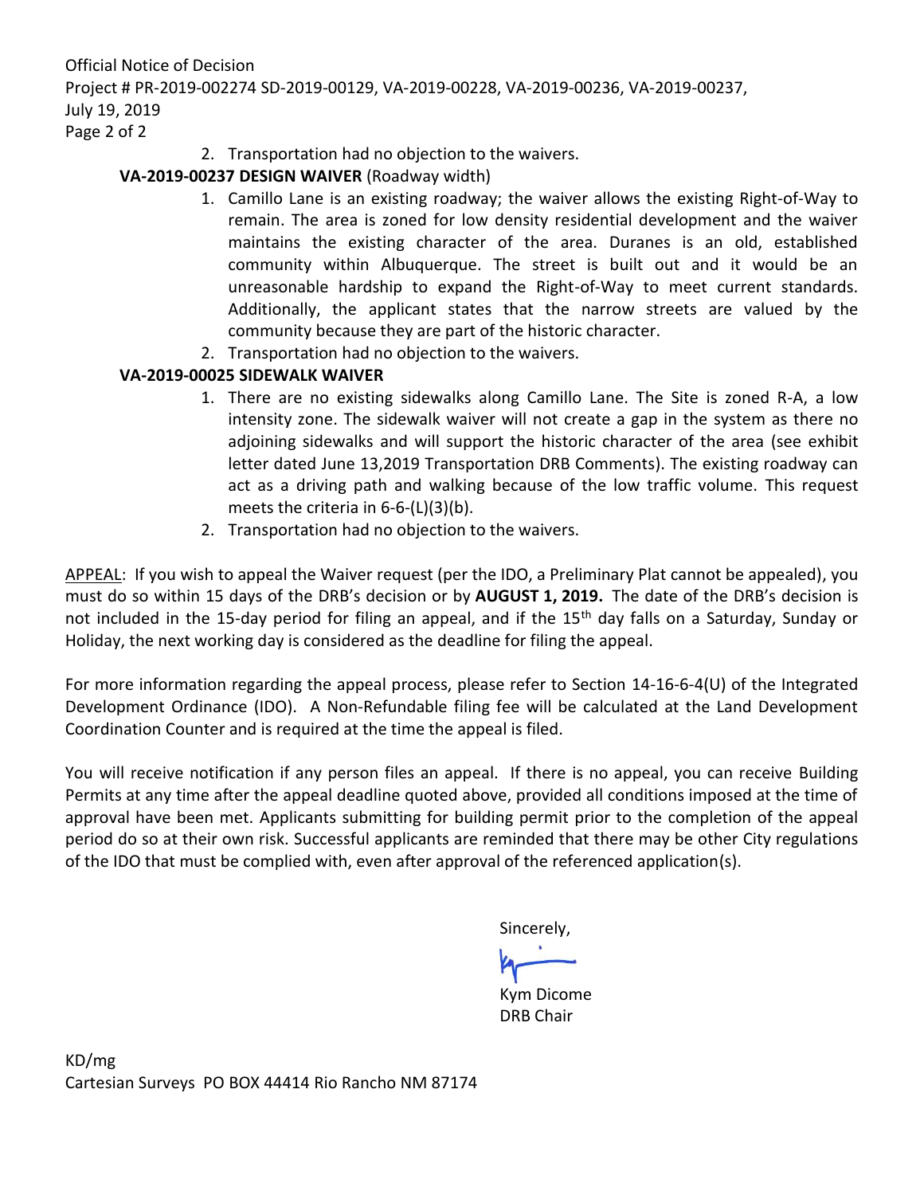2. Transportation had no objection to the waivers.

**VA-2019-00237 DESIGN WAIVER** (Roadway width)

1. Camillo Lane is an existing roadway; the waiver allows the existing Right-of-Way to remain. The area is zoned for low density residential development and the waiver maintains the existing character of the area. Duranes is an old, established community within Albuquerque. The street is built out and it would be an unreasonable hardship to expand the Right-of-Way to meet current standards. Additionally, the applicant states that the narrow streets are valued by the community because they are part of the historic character.
2. Transportation had no objection to the waivers.

**VA-2019-00025 SIDEWALK WAIVER**

1. There are no existing sidewalks along Camillo Lane. The Site is zoned R-A, a low intensity zone. The sidewalk waiver will not create a gap in the system as there no adjoining sidewalks and will support the historic character of the area (see exhibit letter dated June 13,2019 Transportation DRB Comments). The existing roadway can act as a driving path and walking because of the low traffic volume. This request meets the criteria in 6-6-(L)(3)(b).
2. Transportation had no objection to the waivers.

APPEAL: If you wish to appeal the Waiver request (per the IDO, a Preliminary Plat cannot be appealed), you must do so within 15 days of the DRB's decision or by **AUGUST 1, 2019.** The date of the DRB's decision is not included in the 15-day period for filing an appeal, and if the 15th day falls on a Saturday, Sunday or Holiday, the next working day is considered as the deadline for filing the appeal.

For more information regarding the appeal process, please refer to Section 14-16-6-4(U) of the Integrated Development Ordinance (IDO). A Non-Refundable filing fee will be calculated at the Land Development Coordination Counter and is required at the time the appeal is filed.

You will receive notification if any person files an appeal. If there is no appeal, you can receive Building Permits at any time after the appeal deadline quoted above, provided all conditions imposed at the time of approval have been met. Applicants submitting for building permit prior to the completion of the appeal period do so at their own risk. Successful applicants are reminded that there may be other City regulations of the IDO that must be complied with, even after approval of the referenced application(s).

Sincerely,

Kym Dicome
DRB Chair

KD/mg
Cartesian Surveys PO BOX 44414 Rio Rancho NM 87174